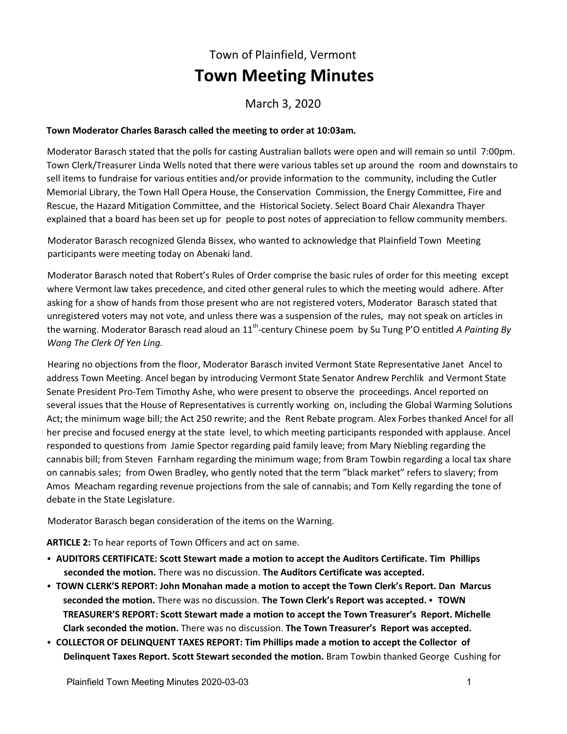# Town of Plainfield, Vermont

# Town Meeting Minutes

March 3, 2020

**Town Moderator Charles Barasch called the meeting to order at 10:03am.**

Moderator Barasch stated that the polls for casting Australian ballots were open and will remain so until 7:00pm. Town Clerk/Treasurer Linda Wells noted that there were various tables set up around the room and downstairs to sell items to fundraise for various entities and/or provide information to the community, including the Cutler Memorial Library, the Town Hall Opera House, the Conservation Commission, the Energy Committee, Fire and Rescue, the Hazard Mitigation Committee, and the Historical Society. Select Board Chair Alexandra Thayer explained that a board has been set up for people to post notes of appreciation to fellow community members.

Moderator Barasch recognized Glenda Bissex, who wanted to acknowledge that Plainfield Town Meeting participants were meeting today on Abenaki land.

Moderator Barasch noted that Robert's Rules of Order comprise the basic rules of order for this meeting except where Vermont law takes precedence, and cited other general rules to which the meeting would adhere. After asking for a show of hands from those present who are not registered voters, Moderator Barasch stated that unregistered voters may not vote, and unless there was a suspension of the rules, may not speak on articles in the warning. Moderator Barasch read aloud an 11th-century Chinese poem by Su Tung P'O entitled *A Painting By Wang The Clerk Of Yen Ling.*

Hearing no objections from the floor, Moderator Barasch invited Vermont State Representative Janet Ancel to address Town Meeting. Ancel began by introducing Vermont State Senator Andrew Perchlik and Vermont State Senate President Pro-Tem Timothy Ashe, who were present to observe the proceedings. Ancel reported on several issues that the House of Representatives is currently working on, including the Global Warming Solutions Act; the minimum wage bill; the Act 250 rewrite; and the Rent Rebate program. Alex Forbes thanked Ancel for all her precise and focused energy at the state level, to which meeting participants responded with applause. Ancel responded to questions from Jamie Spector regarding paid family leave; from Mary Niebling regarding the cannabis bill; from Steven Farnham regarding the minimum wage; from Bram Towbin regarding a local tax share on cannabis sales; from Owen Bradley, who gently noted that the term "black market" refers to slavery; from Amos Meacham regarding revenue projections from the sale of cannabis; and Tom Kelly regarding the tone of debate in the State Legislature.

Moderator Barasch began consideration of the items on the Warning.

**ARTICLE 2:** To hear reports of Town Officers and act on same.

- **AUDITORS CERTIFICATE: Scott Stewart made a motion to accept the Auditors Certificate. Tim Phillips seconded the motion.** There was no discussion. **The Auditors Certificate was accepted.**
- **TOWN CLERK'S REPORT: John Monahan made a motion to accept the Town Clerk's Report. Dan Marcus seconded the motion.** There was no discussion. **The Town Clerk's Report was accepted.**
- **TOWN TREASURER'S REPORT: Scott Stewart made a motion to accept the Town Treasurer's Report. Michelle Clark seconded the motion.** There was no discussion. **The Town Treasurer's Report was accepted.**
- **COLLECTOR OF DELINQUENT TAXES REPORT: Tim Phillips made a motion to accept the Collector of Delinquent Taxes Report. Scott Stewart seconded the motion.** Bram Towbin thanked George Cushing for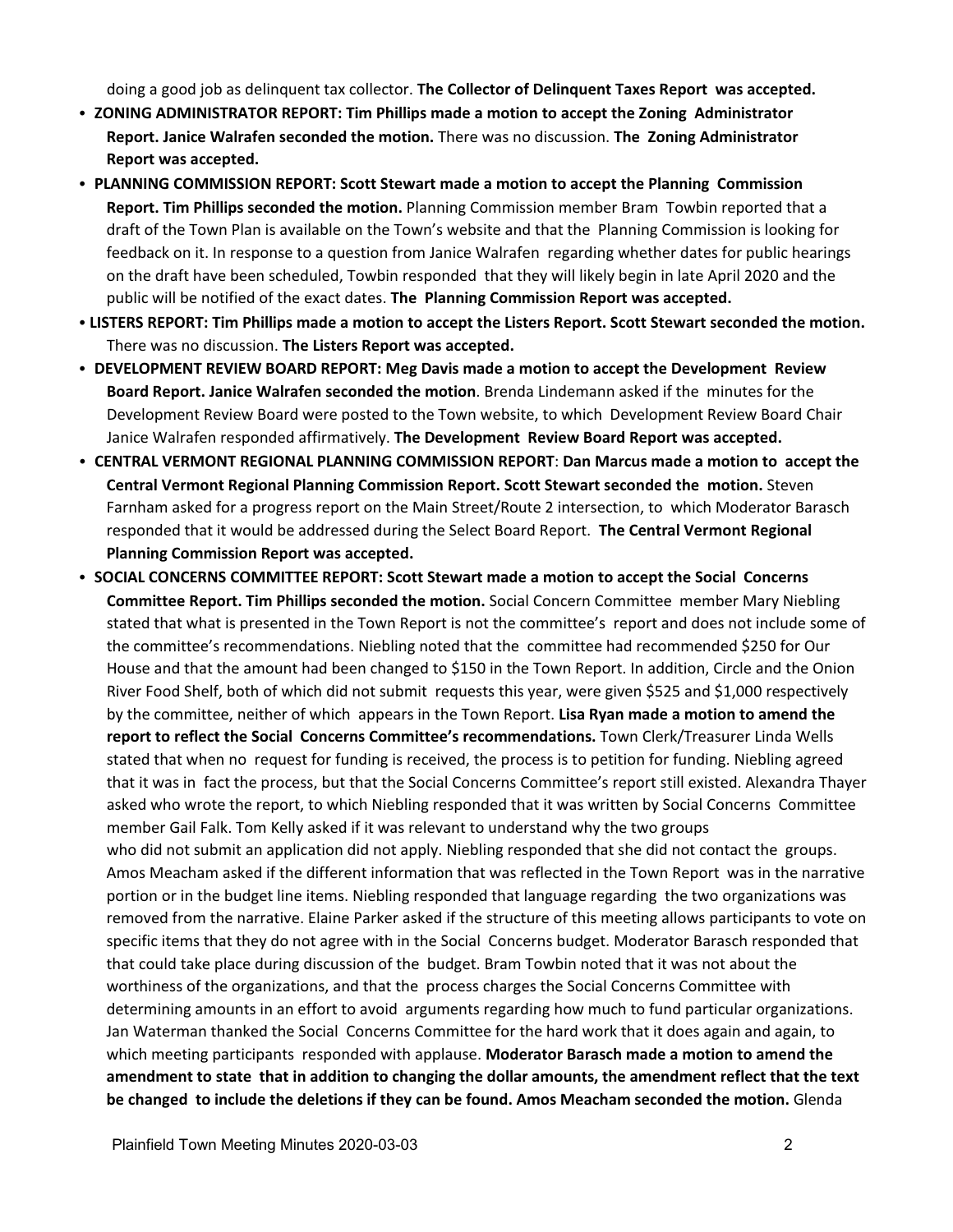doing a good job as delinquent tax collector. **The Collector of Delinquent Taxes Report was accepted.**

- **ZONING ADMINISTRATOR REPORT: Tim Phillips made a motion to accept the Zoning Administrator Report. Janice Walrafen seconded the motion.** There was no discussion. **The Zoning Administrator Report was accepted.**
- **PLANNING COMMISSION REPORT: Scott Stewart made a motion to accept the Planning Commission Report. Tim Phillips seconded the motion.** Planning Commission member Bram Towbin reported that a draft of the Town Plan is available on the Town's website and that the Planning Commission is looking for feedback on it. In response to a question from Janice Walrafen regarding whether dates for public hearings on the draft have been scheduled, Towbin responded that they will likely begin in late April 2020 and the public will be notified of the exact dates. **The Planning Commission Report was accepted.**
- **LISTERS REPORT: Tim Phillips made a motion to accept the Listers Report. Scott Stewart seconded the motion.** There was no discussion. **The Listers Report was accepted.**
- **DEVELOPMENT REVIEW BOARD REPORT: Meg Davis made a motion to accept the Development Review Board Report. Janice Walrafen seconded the motion**. Brenda Lindemann asked if the minutes for the Development Review Board were posted to the Town website, to which Development Review Board Chair Janice Walrafen responded affirmatively. **The Development Review Board Report was accepted.**
- **CENTRAL VERMONT REGIONAL PLANNING COMMISSION REPORT**: **Dan Marcus made a motion to accept the Central Vermont Regional Planning Commission Report. Scott Stewart seconded the motion.** Steven Farnham asked for a progress report on the Main Street/Route 2 intersection, to which Moderator Barasch responded that it would be addressed during the Select Board Report. **The Central Vermont Regional Planning Commission Report was accepted.**
- **SOCIAL CONCERNS COMMITTEE REPORT: Scott Stewart made a motion to accept the Social Concerns Committee Report. Tim Phillips seconded the motion.** Social Concern Committee member Mary Niebling stated that what is presented in the Town Report is not the committee's report and does not include some of the committee's recommendations. Niebling noted that the committee had recommended $250 for Our House and that the amount had been changed to $150 in the Town Report. In addition, Circle and the Onion River Food Shelf, both of which did not submit requests this year, were given $525 and $1,000 respectively by the committee, neither of which appears in the Town Report. **Lisa Ryan made a motion to amend the report to reflect the Social Concerns Committee's recommendations.** Town Clerk/Treasurer Linda Wells stated that when no request for funding is received, the process is to petition for funding. Niebling agreed that it was in fact the process, but that the Social Concerns Committee's report still existed. Alexandra Thayer asked who wrote the report, to which Niebling responded that it was written by Social Concerns Committee member Gail Falk. Tom Kelly asked if it was relevant to understand why the two groups who did not submit an application did not apply. Niebling responded that she did not contact the groups. Amos Meacham asked if the different information that was reflected in the Town Report was in the narrative portion or in the budget line items. Niebling responded that language regarding the two organizations was removed from the narrative. Elaine Parker asked if the structure of this meeting allows participants to vote on specific items that they do not agree with in the Social Concerns budget. Moderator Barasch responded that that could take place during discussion of the budget. Bram Towbin noted that it was not about the worthiness of the organizations, and that the process charges the Social Concerns Committee with determining amounts in an effort to avoid arguments regarding how much to fund particular organizations. Jan Waterman thanked the Social Concerns Committee for the hard work that it does again and again, to which meeting participants responded with applause. **Moderator Barasch made a motion to amend the amendment to state that in addition to changing the dollar amounts, the amendment reflect that the text be changed to include the deletions if they can be found. Amos Meacham seconded the motion.** Glenda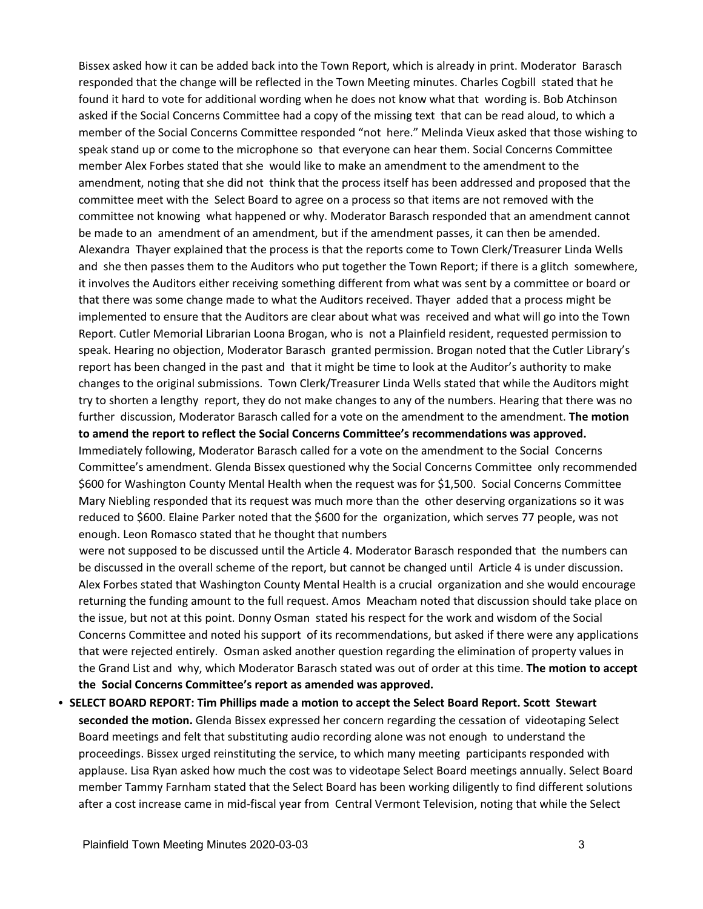Bissex asked how it can be added back into the Town Report, which is already in print. Moderator Barasch responded that the change will be reflected in the Town Meeting minutes. Charles Cogbill stated that he found it hard to vote for additional wording when he does not know what that wording is. Bob Atchinson asked if the Social Concerns Committee had a copy of the missing text that can be read aloud, to which a member of the Social Concerns Committee responded "not here." Melinda Vieux asked that those wishing to speak stand up or come to the microphone so that everyone can hear them. Social Concerns Committee member Alex Forbes stated that she would like to make an amendment to the amendment to the amendment, noting that she did not think that the process itself has been addressed and proposed that the committee meet with the Select Board to agree on a process so that items are not removed with the committee not knowing what happened or why. Moderator Barasch responded that an amendment cannot be made to an amendment of an amendment, but if the amendment passes, it can then be amended. Alexandra Thayer explained that the process is that the reports come to Town Clerk/Treasurer Linda Wells and she then passes them to the Auditors who put together the Town Report; if there is a glitch somewhere, it involves the Auditors either receiving something different from what was sent by a committee or board or that there was some change made to what the Auditors received. Thayer added that a process might be implemented to ensure that the Auditors are clear about what was received and what will go into the Town Report. Cutler Memorial Librarian Loona Brogan, who is not a Plainfield resident, requested permission to speak. Hearing no objection, Moderator Barasch granted permission. Brogan noted that the Cutler Library's report has been changed in the past and that it might be time to look at the Auditor's authority to make changes to the original submissions. Town Clerk/Treasurer Linda Wells stated that while the Auditors might try to shorten a lengthy report, they do not make changes to any of the numbers. Hearing that there was no further discussion, Moderator Barasch called for a vote on the amendment to the amendment. **The motion to amend the report to reflect the Social Concerns Committee's recommendations was approved.** Immediately following, Moderator Barasch called for a vote on the amendment to the Social Concerns Committee's amendment. Glenda Bissex questioned why the Social Concerns Committee only recommended $600 for Washington County Mental Health when the request was for $1,500. Social Concerns Committee Mary Niebling responded that its request was much more than the other deserving organizations so it was reduced to $600. Elaine Parker noted that the $600 for the organization, which serves 77 people, was not enough. Leon Romasco stated that he thought that numbers were not supposed to be discussed until the Article 4. Moderator Barasch responded that the numbers can be discussed in the overall scheme of the report, but cannot be changed until Article 4 is under discussion. Alex Forbes stated that Washington County Mental Health is a crucial organization and she would encourage returning the funding amount to the full request. Amos Meacham noted that discussion should take place on the issue, but not at this point. Donny Osman stated his respect for the work and wisdom of the Social Concerns Committee and noted his support of its recommendations, but asked if there were any applications that were rejected entirely. Osman asked another question regarding the elimination of property values in the Grand List and why, which Moderator Barasch stated was out of order at this time. **The motion to accept the Social Concerns Committee's report as amended was approved.**

- **SELECT BOARD REPORT: Tim Phillips made a motion to accept the Select Board Report. Scott Stewart seconded the motion.** Glenda Bissex expressed her concern regarding the cessation of videotaping Select Board meetings and felt that substituting audio recording alone was not enough to understand the proceedings. Bissex urged reinstituting the service, to which many meeting participants responded with applause. Lisa Ryan asked how much the cost was to videotape Select Board meetings annually. Select Board member Tammy Farnham stated that the Select Board has been working diligently to find different solutions after a cost increase came in mid-fiscal year from Central Vermont Television, noting that while the Select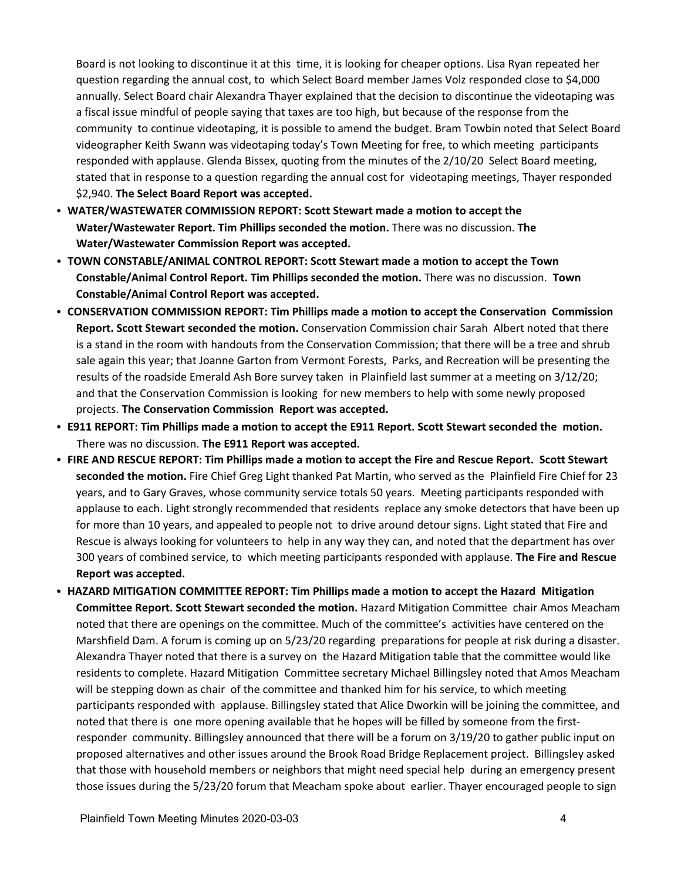Board is not looking to discontinue it at this time, it is looking for cheaper options. Lisa Ryan repeated her question regarding the annual cost, to which Select Board member James Volz responded close to $4,000 annually. Select Board chair Alexandra Thayer explained that the decision to discontinue the videotaping was a fiscal issue mindful of people saying that taxes are too high, but because of the response from the community to continue videotaping, it is possible to amend the budget. Bram Towbin noted that Select Board videographer Keith Swann was videotaping today's Town Meeting for free, to which meeting participants responded with applause. Glenda Bissex, quoting from the minutes of the 2/10/20 Select Board meeting, stated that in response to a question regarding the annual cost for videotaping meetings, Thayer responded $2,940. **The Select Board Report was accepted.**

- **WATER/WASTEWATER COMMISSION REPORT: Scott Stewart made a motion to accept the Water/Wastewater Report. Tim Phillips seconded the motion.** There was no discussion. **The Water/Wastewater Commission Report was accepted.**
- **TOWN CONSTABLE/ANIMAL CONTROL REPORT: Scott Stewart made a motion to accept the Town Constable/Animal Control Report. Tim Phillips seconded the motion.** There was no discussion. **Town Constable/Animal Control Report was accepted.**
- **CONSERVATION COMMISSION REPORT: Tim Phillips made a motion to accept the Conservation Commission Report. Scott Stewart seconded the motion.** Conservation Commission chair Sarah Albert noted that there is a stand in the room with handouts from the Conservation Commission; that there will be a tree and shrub sale again this year; that Joanne Garton from Vermont Forests, Parks, and Recreation will be presenting the results of the roadside Emerald Ash Bore survey taken in Plainfield last summer at a meeting on 3/12/20; and that the Conservation Commission is looking for new members to help with some newly proposed projects. **The Conservation Commission Report was accepted.**
- **E911 REPORT: Tim Phillips made a motion to accept the E911 Report. Scott Stewart seconded the motion.** There was no discussion. **The E911 Report was accepted.**
- **FIRE AND RESCUE REPORT: Tim Phillips made a motion to accept the Fire and Rescue Report. Scott Stewart seconded the motion.** Fire Chief Greg Light thanked Pat Martin, who served as the Plainfield Fire Chief for 23 years, and to Gary Graves, whose community service totals 50 years. Meeting participants responded with applause to each. Light strongly recommended that residents replace any smoke detectors that have been up for more than 10 years, and appealed to people not to drive around detour signs. Light stated that Fire and Rescue is always looking for volunteers to help in any way they can, and noted that the department has over 300 years of combined service, to which meeting participants responded with applause. **The Fire and Rescue Report was accepted.**
- **HAZARD MITIGATION COMMITTEE REPORT: Tim Phillips made a motion to accept the Hazard Mitigation Committee Report. Scott Stewart seconded the motion.** Hazard Mitigation Committee chair Amos Meacham noted that there are openings on the committee. Much of the committee's activities have centered on the Marshfield Dam. A forum is coming up on 5/23/20 regarding preparations for people at risk during a disaster. Alexandra Thayer noted that there is a survey on the Hazard Mitigation table that the committee would like residents to complete. Hazard Mitigation Committee secretary Michael Billingsley noted that Amos Meacham will be stepping down as chair of the committee and thanked him for his service, to which meeting participants responded with applause. Billingsley stated that Alice Dworkin will be joining the committee, and noted that there is one more opening available that he hopes will be filled by someone from the first-responder community. Billingsley announced that there will be a forum on 3/19/20 to gather public input on proposed alternatives and other issues around the Brook Road Bridge Replacement project. Billingsley asked that those with household members or neighbors that might need special help during an emergency present those issues during the 5/23/20 forum that Meacham spoke about earlier. Thayer encouraged people to sign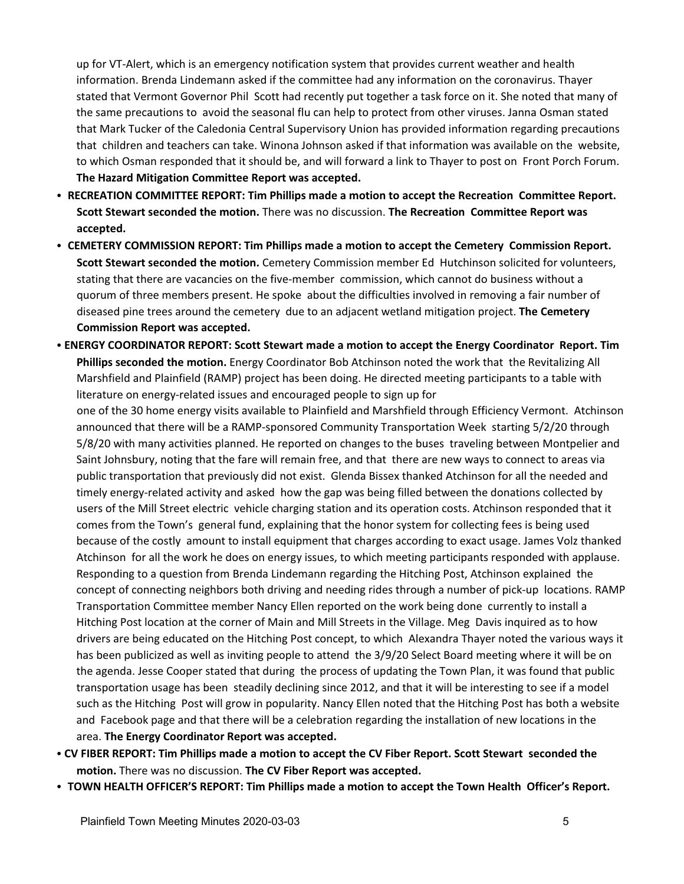up for VT-Alert, which is an emergency notification system that provides current weather and health information. Brenda Lindemann asked if the committee had any information on the coronavirus. Thayer stated that Vermont Governor Phil Scott had recently put together a task force on it. She noted that many of the same precautions to avoid the seasonal flu can help to protect from other viruses. Janna Osman stated that Mark Tucker of the Caledonia Central Supervisory Union has provided information regarding precautions that children and teachers can take. Winona Johnson asked if that information was available on the website, to which Osman responded that it should be, and will forward a link to Thayer to post on Front Porch Forum. **The Hazard Mitigation Committee Report was accepted.**

- **RECREATION COMMITTEE REPORT: Tim Phillips made a motion to accept the Recreation Committee Report. Scott Stewart seconded the motion.** There was no discussion. **The Recreation Committee Report was accepted.**
- **CEMETERY COMMISSION REPORT: Tim Phillips made a motion to accept the Cemetery Commission Report. Scott Stewart seconded the motion.** Cemetery Commission member Ed Hutchinson solicited for volunteers, stating that there are vacancies on the five-member commission, which cannot do business without a quorum of three members present. He spoke about the difficulties involved in removing a fair number of diseased pine trees around the cemetery due to an adjacent wetland mitigation project. **The Cemetery Commission Report was accepted.**
- **ENERGY COORDINATOR REPORT: Scott Stewart made a motion to accept the Energy Coordinator Report. Tim Phillips seconded the motion.** Energy Coordinator Bob Atchinson noted the work that the Revitalizing All Marshfield and Plainfield (RAMP) project has been doing. He directed meeting participants to a table with literature on energy-related issues and encouraged people to sign up for one of the 30 home energy visits available to Plainfield and Marshfield through Efficiency Vermont. Atchinson announced that there will be a RAMP-sponsored Community Transportation Week starting 5/2/20 through 5/8/20 with many activities planned. He reported on changes to the buses traveling between Montpelier and Saint Johnsbury, noting that the fare will remain free, and that there are new ways to connect to areas via public transportation that previously did not exist. Glenda Bissex thanked Atchinson for all the needed and timely energy-related activity and asked how the gap was being filled between the donations collected by users of the Mill Street electric vehicle charging station and its operation costs. Atchinson responded that it comes from the Town's general fund, explaining that the honor system for collecting fees is being used because of the costly amount to install equipment that charges according to exact usage. James Volz thanked Atchinson for all the work he does on energy issues, to which meeting participants responded with applause. Responding to a question from Brenda Lindemann regarding the Hitching Post, Atchinson explained the concept of connecting neighbors both driving and needing rides through a number of pick-up locations. RAMP Transportation Committee member Nancy Ellen reported on the work being done currently to install a Hitching Post location at the corner of Main and Mill Streets in the Village. Meg Davis inquired as to how drivers are being educated on the Hitching Post concept, to which Alexandra Thayer noted the various ways it has been publicized as well as inviting people to attend the 3/9/20 Select Board meeting where it will be on the agenda. Jesse Cooper stated that during the process of updating the Town Plan, it was found that public transportation usage has been steadily declining since 2012, and that it will be interesting to see if a model such as the Hitching Post will grow in popularity. Nancy Ellen noted that the Hitching Post has both a website and Facebook page and that there will be a celebration regarding the installation of new locations in the area. **The Energy Coordinator Report was accepted.**
- **CV FIBER REPORT: Tim Phillips made a motion to accept the CV Fiber Report. Scott Stewart seconded the motion.** There was no discussion. **The CV Fiber Report was accepted.**
- **TOWN HEALTH OFFICER'S REPORT: Tim Phillips made a motion to accept the Town Health Officer's Report.**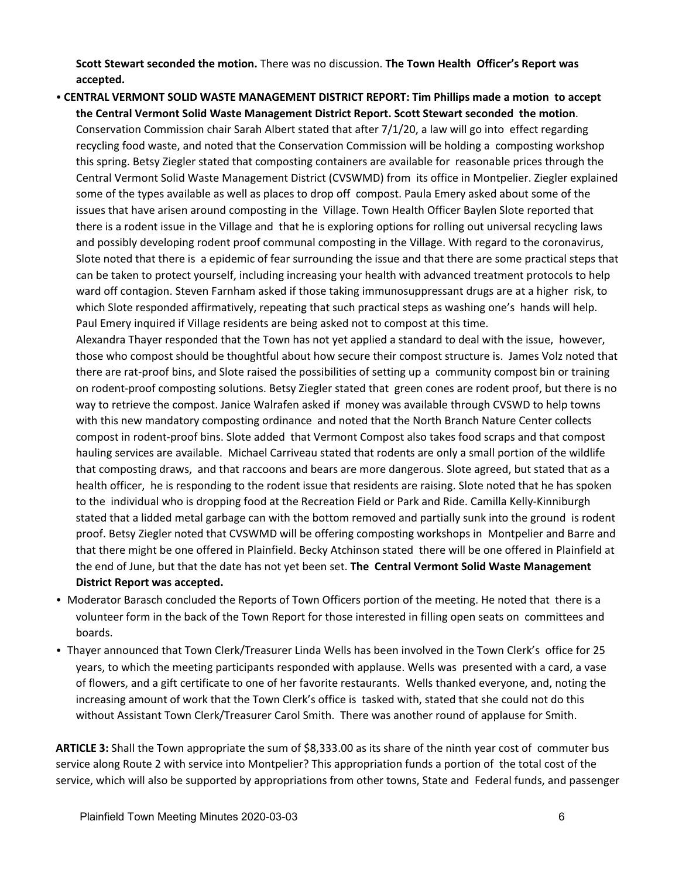**Scott Stewart seconded the motion.** There was no discussion. **The Town Health Officer's Report was accepted.**

- **CENTRAL VERMONT SOLID WASTE MANAGEMENT DISTRICT REPORT: Tim Phillips made a motion to accept the Central Vermont Solid Waste Management District Report. Scott Stewart seconded the motion**. Conservation Commission chair Sarah Albert stated that after 7/1/20, a law will go into effect regarding recycling food waste, and noted that the Conservation Commission will be holding a composting workshop this spring. Betsy Ziegler stated that composting containers are available for reasonable prices through the Central Vermont Solid Waste Management District (CVSWMD) from its office in Montpelier. Ziegler explained some of the types available as well as places to drop off compost. Paula Emery asked about some of the issues that have arisen around composting in the Village. Town Health Officer Baylen Slote reported that there is a rodent issue in the Village and that he is exploring options for rolling out universal recycling laws and possibly developing rodent proof communal composting in the Village. With regard to the coronavirus, Slote noted that there is a epidemic of fear surrounding the issue and that there are some practical steps that can be taken to protect yourself, including increasing your health with advanced treatment protocols to help ward off contagion. Steven Farnham asked if those taking immunosuppressant drugs are at a higher risk, to which Slote responded affirmatively, repeating that such practical steps as washing one's hands will help. Paul Emery inquired if Village residents are being asked not to compost at this time.
  Alexandra Thayer responded that the Town has not yet applied a standard to deal with the issue, however, those who compost should be thoughtful about how secure their compost structure is. James Volz noted that there are rat-proof bins, and Slote raised the possibilities of setting up a community compost bin or training on rodent-proof composting solutions. Betsy Ziegler stated that green cones are rodent proof, but there is no way to retrieve the compost. Janice Walrafen asked if money was available through CVSWD to help towns with this new mandatory composting ordinance and noted that the North Branch Nature Center collects compost in rodent-proof bins. Slote added that Vermont Compost also takes food scraps and that compost hauling services are available. Michael Carriveau stated that rodents are only a small portion of the wildlife that composting draws, and that raccoons and bears are more dangerous. Slote agreed, but stated that as a health officer, he is responding to the rodent issue that residents are raising. Slote noted that he has spoken to the individual who is dropping food at the Recreation Field or Park and Ride. Camilla Kelly-Kinniburgh stated that a lidded metal garbage can with the bottom removed and partially sunk into the ground is rodent proof. Betsy Ziegler noted that CVSWMD will be offering composting workshops in Montpelier and Barre and that there might be one offered in Plainfield. Becky Atchinson stated there will be one offered in Plainfield at the end of June, but that the date has not yet been set. **The Central Vermont Solid Waste Management District Report was accepted.**
- Moderator Barasch concluded the Reports of Town Officers portion of the meeting. He noted that there is a volunteer form in the back of the Town Report for those interested in filling open seats on committees and boards.
- Thayer announced that Town Clerk/Treasurer Linda Wells has been involved in the Town Clerk's office for 25 years, to which the meeting participants responded with applause. Wells was presented with a card, a vase of flowers, and a gift certificate to one of her favorite restaurants. Wells thanked everyone, and, noting the increasing amount of work that the Town Clerk's office is tasked with, stated that she could not do this without Assistant Town Clerk/Treasurer Carol Smith. There was another round of applause for Smith.

**ARTICLE 3:** Shall the Town appropriate the sum of $8,333.00 as its share of the ninth year cost of commuter bus service along Route 2 with service into Montpelier? This appropriation funds a portion of the total cost of the service, which will also be supported by appropriations from other towns, State and Federal funds, and passenger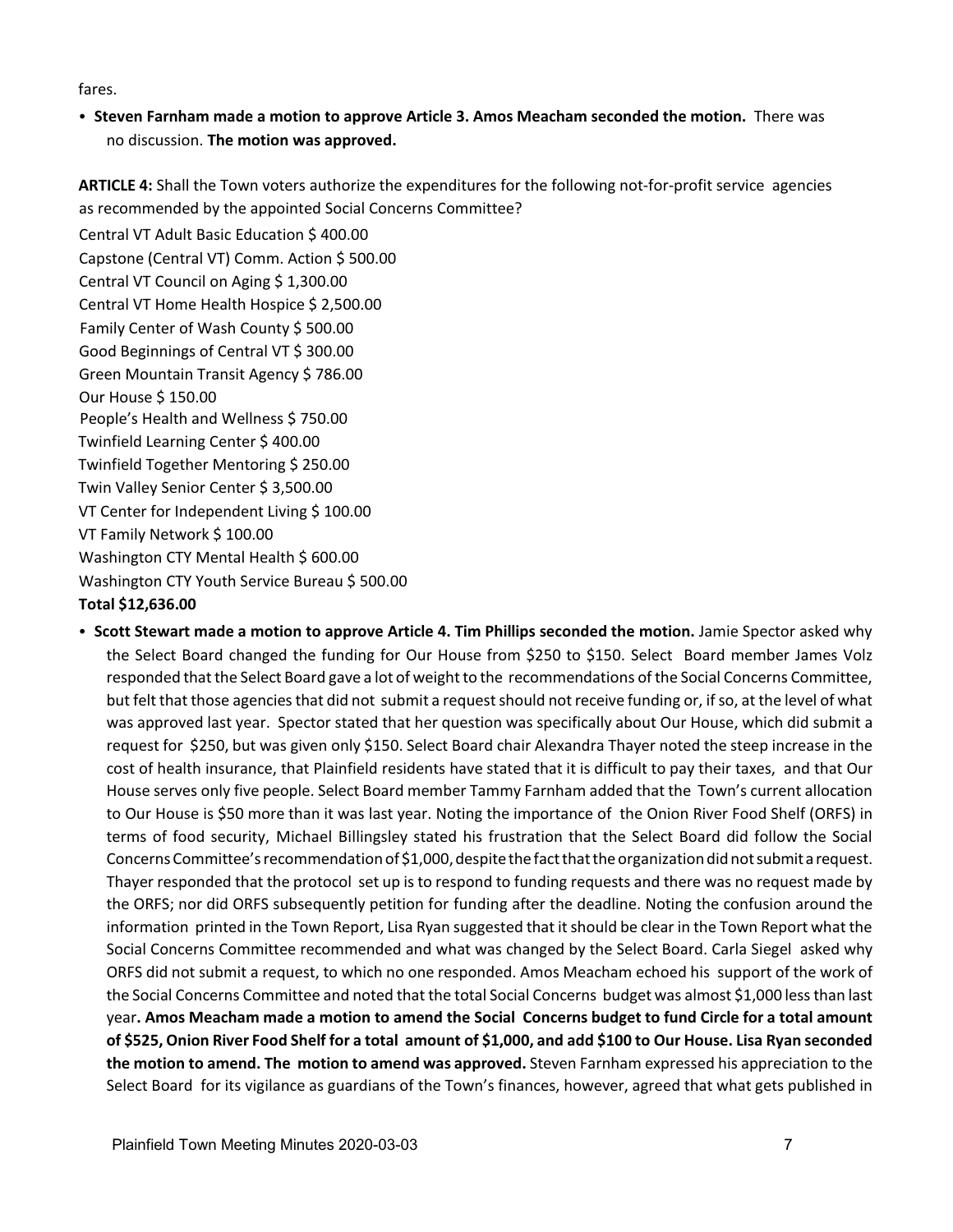fares.

- **Steven Farnham made a motion to approve Article 3. Amos Meacham seconded the motion.** There was no discussion. **The motion was approved.**

**ARTICLE 4:** Shall the Town voters authorize the expenditures for the following not-for-profit service agencies as recommended by the appointed Social Concerns Committee?

Central VT Adult Basic Education $ 400.00
Capstone (Central VT) Comm. Action $ 500.00
Central VT Council on Aging $ 1,300.00
Central VT Home Health Hospice $ 2,500.00
Family Center of Wash County $ 500.00
Good Beginnings of Central VT $ 300.00
Green Mountain Transit Agency $ 786.00
Our House $ 150.00
People's Health and Wellness $ 750.00
Twinfield Learning Center $ 400.00
Twinfield Together Mentoring $ 250.00
Twin Valley Senior Center $ 3,500.00
VT Center for Independent Living $ 100.00
VT Family Network $ 100.00
Washington CTY Mental Health $ 600.00
Washington CTY Youth Service Bureau $ 500.00
**Total $12,636.00**

- **Scott Stewart made a motion to approve Article 4. Tim Phillips seconded the motion.** Jamie Spector asked why the Select Board changed the funding for Our House from $250 to $150. Select Board member James Volz responded that the Select Board gave a lot of weight to the recommendations of the Social Concerns Committee, but felt that those agencies that did not submit a request should not receive funding or, if so, at the level of what was approved last year. Spector stated that her question was specifically about Our House, which did submit a request for $250, but was given only $150. Select Board chair Alexandra Thayer noted the steep increase in the cost of health insurance, that Plainfield residents have stated that it is difficult to pay their taxes, and that Our House serves only five people. Select Board member Tammy Farnham added that the Town's current allocation to Our House is $50 more than it was last year. Noting the importance of the Onion River Food Shelf (ORFS) in terms of food security, Michael Billingsley stated his frustration that the Select Board did follow the Social Concerns Committee's recommendation of $1,000, despite the fact that the organization did not submit a request. Thayer responded that the protocol set up is to respond to funding requests and there was no request made by the ORFS; nor did ORFS subsequently petition for funding after the deadline. Noting the confusion around the information printed in the Town Report, Lisa Ryan suggested that it should be clear in the Town Report what the Social Concerns Committee recommended and what was changed by the Select Board. Carla Siegel asked why ORFS did not submit a request, to which no one responded. Amos Meacham echoed his support of the work of the Social Concerns Committee and noted that the total Social Concerns budget was almost $1,000 less than last year**. Amos Meacham made a motion to amend the Social Concerns budget to fund Circle for a total amount of $525, Onion River Food Shelf for a total amount of $1,000, and add $100 to Our House. Lisa Ryan seconded the motion to amend. The motion to amend was approved.** Steven Farnham expressed his appreciation to the Select Board for its vigilance as guardians of the Town's finances, however, agreed that what gets published in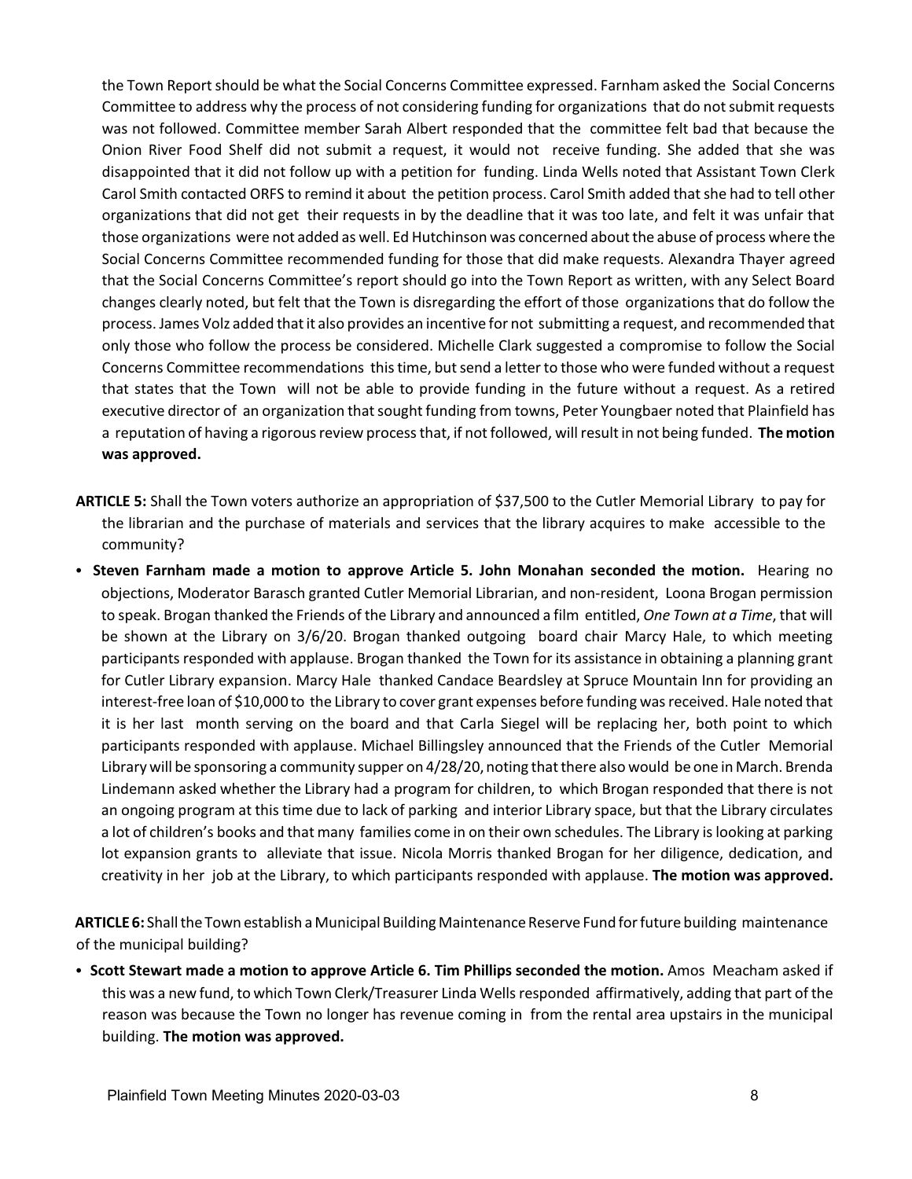the Town Report should be what the Social Concerns Committee expressed. Farnham asked the Social Concerns Committee to address why the process of not considering funding for organizations that do not submit requests was not followed. Committee member Sarah Albert responded that the committee felt bad that because the Onion River Food Shelf did not submit a request, it would not receive funding. She added that she was disappointed that it did not follow up with a petition for funding. Linda Wells noted that Assistant Town Clerk Carol Smith contacted ORFS to remind it about the petition process. Carol Smith added that she had to tell other organizations that did not get their requests in by the deadline that it was too late, and felt it was unfair that those organizations were not added as well. Ed Hutchinson was concerned about the abuse of process where the Social Concerns Committee recommended funding for those that did make requests. Alexandra Thayer agreed that the Social Concerns Committee's report should go into the Town Report as written, with any Select Board changes clearly noted, but felt that the Town is disregarding the effort of those organizations that do follow the process. James Volz added that it also provides an incentive for not submitting a request, and recommended that only those who follow the process be considered. Michelle Clark suggested a compromise to follow the Social Concerns Committee recommendations this time, but send a letter to those who were funded without a request that states that the Town will not be able to provide funding in the future without a request. As a retired executive director of an organization that sought funding from towns, Peter Youngbaer noted that Plainfield has a reputation of having a rigorous review process that, if not followed, will result in not being funded. **The motion was approved.**

**ARTICLE 5:** Shall the Town voters authorize an appropriation of $37,500 to the Cutler Memorial Library to pay for the librarian and the purchase of materials and services that the library acquires to make accessible to the community?

- **Steven Farnham made a motion to approve Article 5. John Monahan seconded the motion.** Hearing no objections, Moderator Barasch granted Cutler Memorial Librarian, and non-resident, Loona Brogan permission to speak. Brogan thanked the Friends of the Library and announced a film entitled, *One Town at a Time*, that will be shown at the Library on 3/6/20. Brogan thanked outgoing board chair Marcy Hale, to which meeting participants responded with applause. Brogan thanked the Town for its assistance in obtaining a planning grant for Cutler Library expansion. Marcy Hale thanked Candace Beardsley at Spruce Mountain Inn for providing an interest-free loan of $10,000 to the Library to cover grant expenses before funding was received. Hale noted that it is her last month serving on the board and that Carla Siegel will be replacing her, both point to which participants responded with applause. Michael Billingsley announced that the Friends of the Cutler Memorial Library will be sponsoring a community supper on 4/28/20, noting that there also would be one in March. Brenda Lindemann asked whether the Library had a program for children, to which Brogan responded that there is not an ongoing program at this time due to lack of parking and interior Library space, but that the Library circulates a lot of children's books and that many families come in on their own schedules. The Library is looking at parking lot expansion grants to alleviate that issue. Nicola Morris thanked Brogan for her diligence, dedication, and creativity in her job at the Library, to which participants responded with applause. **The motion was approved.**

**ARTICLE 6:** Shall the Town establish a Municipal Building Maintenance Reserve Fund for future building maintenance of the municipal building?

- **Scott Stewart made a motion to approve Article 6. Tim Phillips seconded the motion.** Amos Meacham asked if this was a new fund, to which Town Clerk/Treasurer Linda Wells responded affirmatively, adding that part of the reason was because the Town no longer has revenue coming in from the rental area upstairs in the municipal building. **The motion was approved.**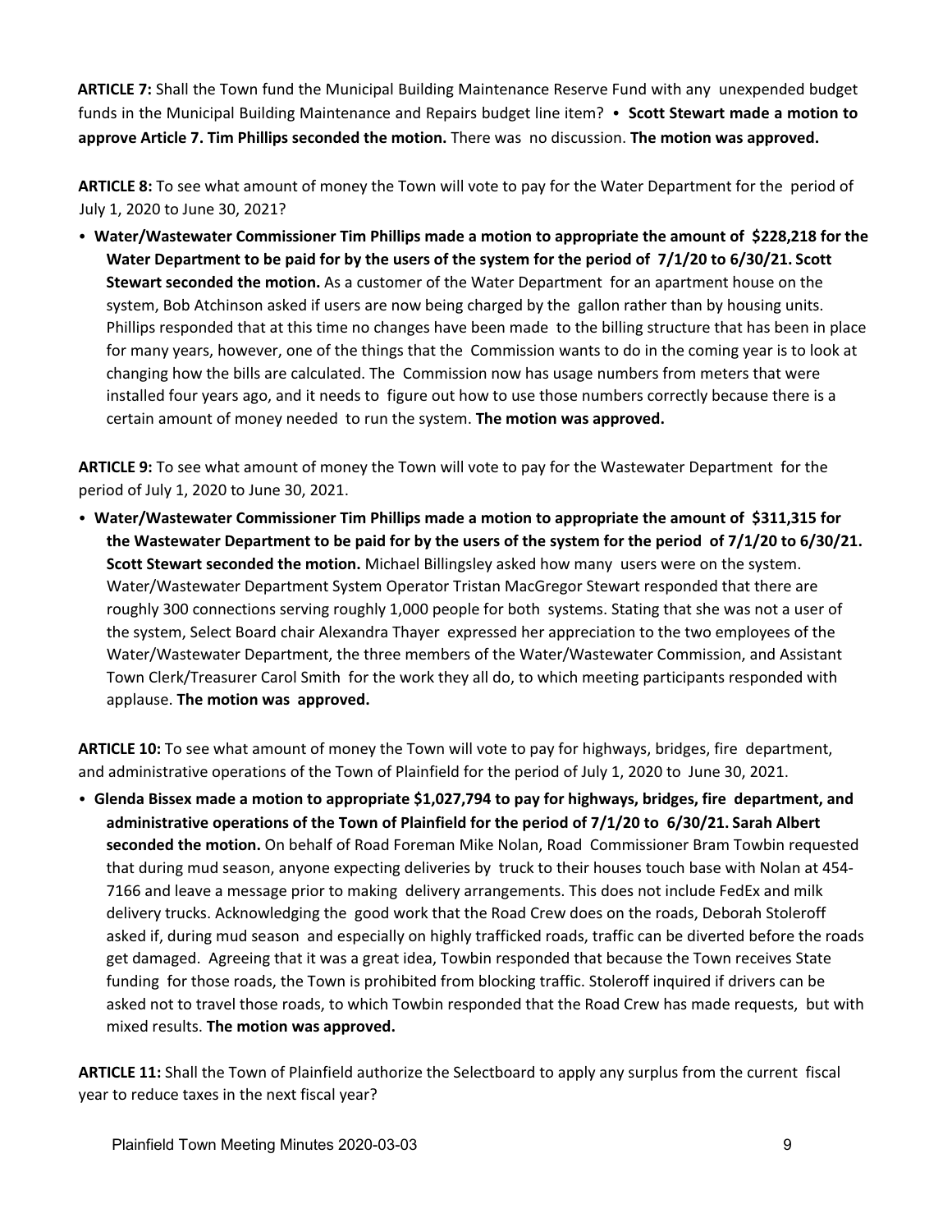**ARTICLE 7:** Shall the Town fund the Municipal Building Maintenance Reserve Fund with any unexpended budget funds in the Municipal Building Maintenance and Repairs budget line item? • **Scott Stewart made a motion to approve Article 7. Tim Phillips seconded the motion.** There was no discussion. **The motion was approved.**

**ARTICLE 8:** To see what amount of money the Town will vote to pay for the Water Department for the period of July 1, 2020 to June 30, 2021?

- **Water/Wastewater Commissioner Tim Phillips made a motion to appropriate the amount of $228,218 for the Water Department to be paid for by the users of the system for the period of 7/1/20 to 6/30/21. Scott Stewart seconded the motion.** As a customer of the Water Department for an apartment house on the system, Bob Atchinson asked if users are now being charged by the gallon rather than by housing units. Phillips responded that at this time no changes have been made to the billing structure that has been in place for many years, however, one of the things that the Commission wants to do in the coming year is to look at changing how the bills are calculated. The Commission now has usage numbers from meters that were installed four years ago, and it needs to figure out how to use those numbers correctly because there is a certain amount of money needed to run the system. **The motion was approved.**

**ARTICLE 9:** To see what amount of money the Town will vote to pay for the Wastewater Department for the period of July 1, 2020 to June 30, 2021.

- **Water/Wastewater Commissioner Tim Phillips made a motion to appropriate the amount of $311,315 for the Wastewater Department to be paid for by the users of the system for the period of 7/1/20 to 6/30/21. Scott Stewart seconded the motion.** Michael Billingsley asked how many users were on the system. Water/Wastewater Department System Operator Tristan MacGregor Stewart responded that there are roughly 300 connections serving roughly 1,000 people for both systems. Stating that she was not a user of the system, Select Board chair Alexandra Thayer expressed her appreciation to the two employees of the Water/Wastewater Department, the three members of the Water/Wastewater Commission, and Assistant Town Clerk/Treasurer Carol Smith for the work they all do, to which meeting participants responded with applause. **The motion was approved.**

**ARTICLE 10:** To see what amount of money the Town will vote to pay for highways, bridges, fire department, and administrative operations of the Town of Plainfield for the period of July 1, 2020 to June 30, 2021.

- **Glenda Bissex made a motion to appropriate $1,027,794 to pay for highways, bridges, fire department, and administrative operations of the Town of Plainfield for the period of 7/1/20 to 6/30/21. Sarah Albert seconded the motion.** On behalf of Road Foreman Mike Nolan, Road Commissioner Bram Towbin requested that during mud season, anyone expecting deliveries by truck to their houses touch base with Nolan at 454-7166 and leave a message prior to making delivery arrangements. This does not include FedEx and milk delivery trucks. Acknowledging the good work that the Road Crew does on the roads, Deborah Stoleroff asked if, during mud season and especially on highly trafficked roads, traffic can be diverted before the roads get damaged. Agreeing that it was a great idea, Towbin responded that because the Town receives State funding for those roads, the Town is prohibited from blocking traffic. Stoleroff inquired if drivers can be asked not to travel those roads, to which Towbin responded that the Road Crew has made requests, but with mixed results. **The motion was approved.**

**ARTICLE 11:** Shall the Town of Plainfield authorize the Selectboard to apply any surplus from the current fiscal year to reduce taxes in the next fiscal year?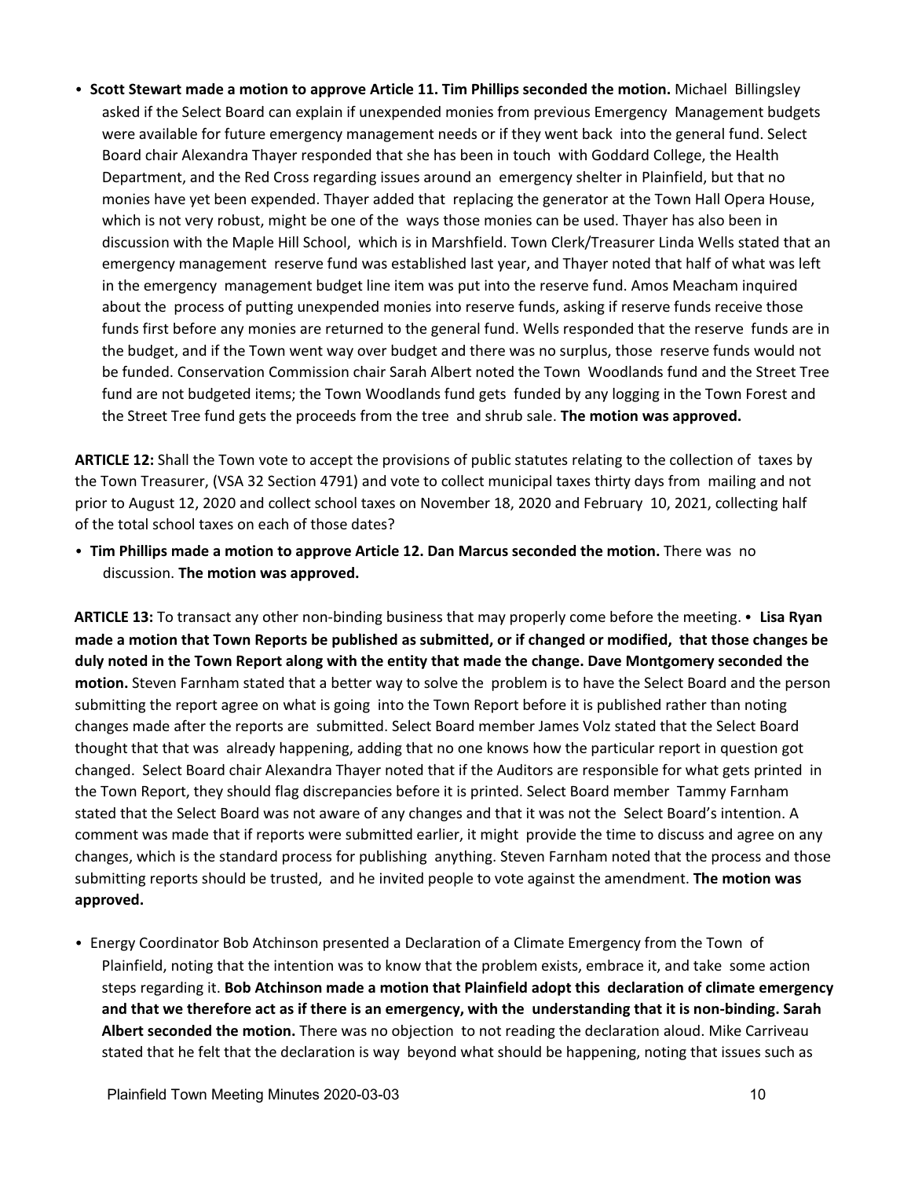- **Scott Stewart made a motion to approve Article 11. Tim Phillips seconded the motion.** Michael Billingsley asked if the Select Board can explain if unexpended monies from previous Emergency Management budgets were available for future emergency management needs or if they went back into the general fund. Select Board chair Alexandra Thayer responded that she has been in touch with Goddard College, the Health Department, and the Red Cross regarding issues around an emergency shelter in Plainfield, but that no monies have yet been expended. Thayer added that replacing the generator at the Town Hall Opera House, which is not very robust, might be one of the ways those monies can be used. Thayer has also been in discussion with the Maple Hill School, which is in Marshfield. Town Clerk/Treasurer Linda Wells stated that an emergency management reserve fund was established last year, and Thayer noted that half of what was left in the emergency management budget line item was put into the reserve fund. Amos Meacham inquired about the process of putting unexpended monies into reserve funds, asking if reserve funds receive those funds first before any monies are returned to the general fund. Wells responded that the reserve funds are in the budget, and if the Town went way over budget and there was no surplus, those reserve funds would not be funded. Conservation Commission chair Sarah Albert noted the Town Woodlands fund and the Street Tree fund are not budgeted items; the Town Woodlands fund gets funded by any logging in the Town Forest and the Street Tree fund gets the proceeds from the tree and shrub sale. **The motion was approved.**

**ARTICLE 12:** Shall the Town vote to accept the provisions of public statutes relating to the collection of taxes by the Town Treasurer, (VSA 32 Section 4791) and vote to collect municipal taxes thirty days from mailing and not prior to August 12, 2020 and collect school taxes on November 18, 2020 and February 10, 2021, collecting half of the total school taxes on each of those dates?

- **Tim Phillips made a motion to approve Article 12. Dan Marcus seconded the motion.** There was no discussion. **The motion was approved.**

**ARTICLE 13:** To transact any other non-binding business that may properly come before the meeting. • **Lisa Ryan made a motion that Town Reports be published as submitted, or if changed or modified, that those changes be duly noted in the Town Report along with the entity that made the change. Dave Montgomery seconded the motion.** Steven Farnham stated that a better way to solve the problem is to have the Select Board and the person submitting the report agree on what is going into the Town Report before it is published rather than noting changes made after the reports are submitted. Select Board member James Volz stated that the Select Board thought that that was already happening, adding that no one knows how the particular report in question got changed. Select Board chair Alexandra Thayer noted that if the Auditors are responsible for what gets printed in the Town Report, they should flag discrepancies before it is printed. Select Board member Tammy Farnham stated that the Select Board was not aware of any changes and that it was not the Select Board's intention. A comment was made that if reports were submitted earlier, it might provide the time to discuss and agree on any changes, which is the standard process for publishing anything. Steven Farnham noted that the process and those submitting reports should be trusted, and he invited people to vote against the amendment. **The motion was approved.**

- Energy Coordinator Bob Atchinson presented a Declaration of a Climate Emergency from the Town of Plainfield, noting that the intention was to know that the problem exists, embrace it, and take some action steps regarding it. **Bob Atchinson made a motion that Plainfield adopt this declaration of climate emergency and that we therefore act as if there is an emergency, with the understanding that it is non-binding. Sarah Albert seconded the motion.** There was no objection to not reading the declaration aloud. Mike Carriveau stated that he felt that the declaration is way beyond what should be happening, noting that issues such as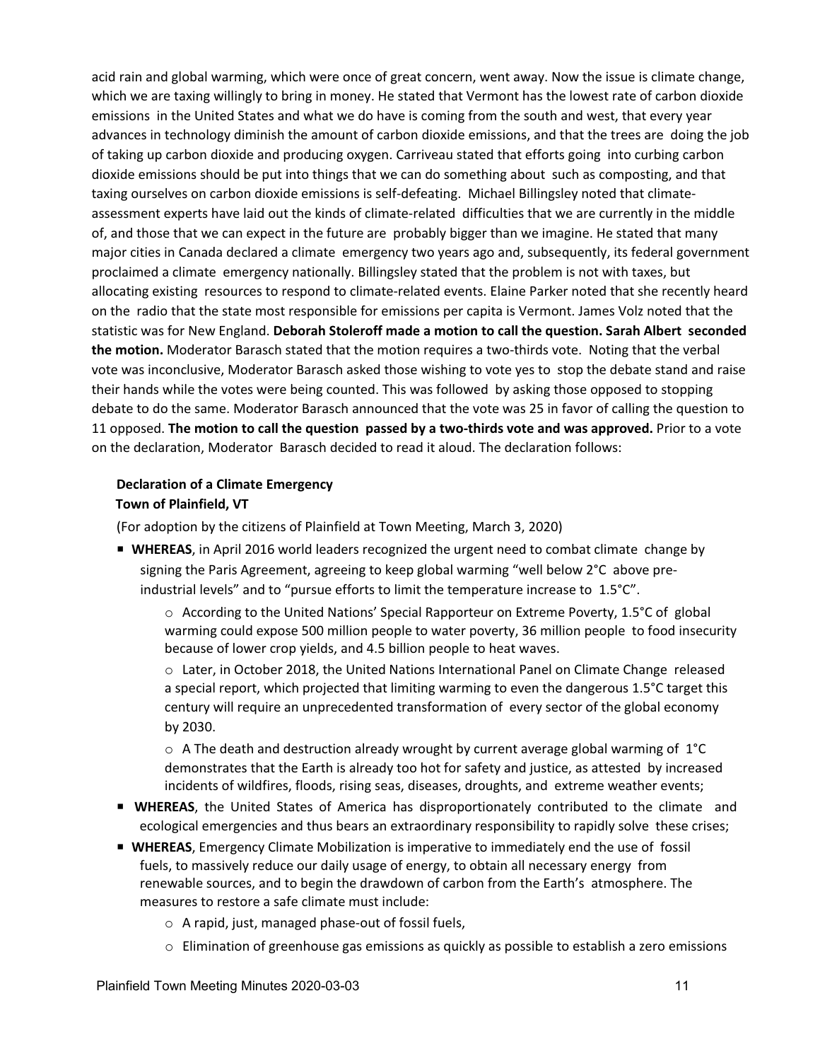acid rain and global warming, which were once of great concern, went away. Now the issue is climate change, which we are taxing willingly to bring in money. He stated that Vermont has the lowest rate of carbon dioxide emissions in the United States and what we do have is coming from the south and west, that every year advances in technology diminish the amount of carbon dioxide emissions, and that the trees are doing the job of taking up carbon dioxide and producing oxygen. Carriveau stated that efforts going into curbing carbon dioxide emissions should be put into things that we can do something about such as composting, and that taxing ourselves on carbon dioxide emissions is self-defeating. Michael Billingsley noted that climate-assessment experts have laid out the kinds of climate-related difficulties that we are currently in the middle of, and those that we can expect in the future are probably bigger than we imagine. He stated that many major cities in Canada declared a climate emergency two years ago and, subsequently, its federal government proclaimed a climate emergency nationally. Billingsley stated that the problem is not with taxes, but allocating existing resources to respond to climate-related events. Elaine Parker noted that she recently heard on the radio that the state most responsible for emissions per capita is Vermont. James Volz noted that the statistic was for New England. **Deborah Stoleroff made a motion to call the question. Sarah Albert seconded the motion.** Moderator Barasch stated that the motion requires a two-thirds vote. Noting that the verbal vote was inconclusive, Moderator Barasch asked those wishing to vote yes to stop the debate stand and raise their hands while the votes were being counted. This was followed by asking those opposed to stopping debate to do the same. Moderator Barasch announced that the vote was 25 in favor of calling the question to 11 opposed. **The motion to call the question passed by a two-thirds vote and was approved.** Prior to a vote on the declaration, Moderator Barasch decided to read it aloud. The declaration follows:

**Declaration of a Climate Emergency**
**Town of Plainfield, VT**

(For adoption by the citizens of Plainfield at Town Meeting, March 3, 2020)

- **WHEREAS**, in April 2016 world leaders recognized the urgent need to combat climate change by signing the Paris Agreement, agreeing to keep global warming "well below 2°C above pre-industrial levels" and to "pursue efforts to limit the temperature increase to 1.5°C".
  - According to the United Nations' Special Rapporteur on Extreme Poverty, 1.5°C of global warming could expose 500 million people to water poverty, 36 million people to food insecurity because of lower crop yields, and 4.5 billion people to heat waves.
  - Later, in October 2018, the United Nations International Panel on Climate Change released a special report, which projected that limiting warming to even the dangerous 1.5°C target this century will require an unprecedented transformation of every sector of the global economy by 2030.
  - A The death and destruction already wrought by current average global warming of 1°C demonstrates that the Earth is already too hot for safety and justice, as attested by increased incidents of wildfires, floods, rising seas, diseases, droughts, and extreme weather events;
- **WHEREAS**, the United States of America has disproportionately contributed to the climate and ecological emergencies and thus bears an extraordinary responsibility to rapidly solve these crises;
- **WHEREAS**, Emergency Climate Mobilization is imperative to immediately end the use of fossil fuels, to massively reduce our daily usage of energy, to obtain all necessary energy from renewable sources, and to begin the drawdown of carbon from the Earth's atmosphere. The measures to restore a safe climate must include:
  - A rapid, just, managed phase-out of fossil fuels,
  - Elimination of greenhouse gas emissions as quickly as possible to establish a zero emissions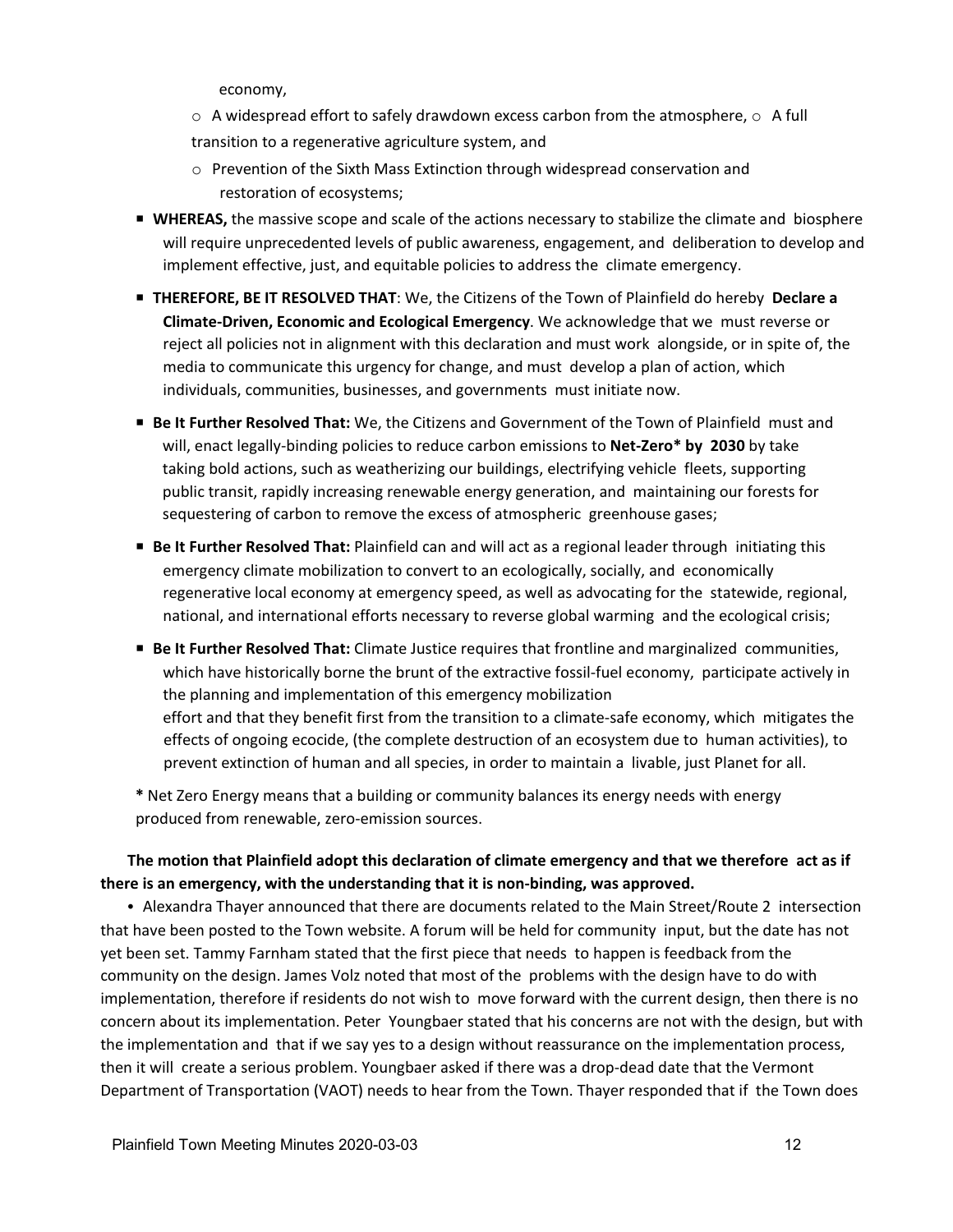economy,

- o A widespread effort to safely drawdown excess carbon from the atmosphere, o A full transition to a regenerative agriculture system, and
- o Prevention of the Sixth Mass Extinction through widespread conservation and restoration of ecosystems;

- **WHEREAS,** the massive scope and scale of the actions necessary to stabilize the climate and biosphere will require unprecedented levels of public awareness, engagement, and deliberation to develop and implement effective, just, and equitable policies to address the climate emergency.
- **THEREFORE, BE IT RESOLVED THAT**: We, the Citizens of the Town of Plainfield do hereby **Declare a Climate-Driven, Economic and Ecological Emergency**. We acknowledge that we must reverse or reject all policies not in alignment with this declaration and must work alongside, or in spite of, the media to communicate this urgency for change, and must develop a plan of action, which individuals, communities, businesses, and governments must initiate now.
- **Be It Further Resolved That:** We, the Citizens and Government of the Town of Plainfield must and will, enact legally-binding policies to reduce carbon emissions to **Net-Zero* by 2030** by take taking bold actions, such as weatherizing our buildings, electrifying vehicle fleets, supporting public transit, rapidly increasing renewable energy generation, and maintaining our forests for sequestering of carbon to remove the excess of atmospheric greenhouse gases;
- **Be It Further Resolved That:** Plainfield can and will act as a regional leader through initiating this emergency climate mobilization to convert to an ecologically, socially, and economically regenerative local economy at emergency speed, as well as advocating for the statewide, regional, national, and international efforts necessary to reverse global warming and the ecological crisis;
- **Be It Further Resolved That:** Climate Justice requires that frontline and marginalized communities, which have historically borne the brunt of the extractive fossil-fuel economy, participate actively in the planning and implementation of this emergency mobilization effort and that they benefit first from the transition to a climate-safe economy, which mitigates the effects of ongoing ecocide, (the complete destruction of an ecosystem due to human activities), to prevent extinction of human and all species, in order to maintain a livable, just Planet for all.

**\*** Net Zero Energy means that a building or community balances its energy needs with energy produced from renewable, zero-emission sources.

**The motion that Plainfield adopt this declaration of climate emergency and that we therefore act as if there is an emergency, with the understanding that it is non-binding, was approved.**

- Alexandra Thayer announced that there are documents related to the Main Street/Route 2 intersection that have been posted to the Town website. A forum will be held for community input, but the date has not yet been set. Tammy Farnham stated that the first piece that needs to happen is feedback from the community on the design. James Volz noted that most of the problems with the design have to do with implementation, therefore if residents do not wish to move forward with the current design, then there is no concern about its implementation. Peter Youngbaer stated that his concerns are not with the design, but with the implementation and that if we say yes to a design without reassurance on the implementation process, then it will create a serious problem. Youngbaer asked if there was a drop-dead date that the Vermont Department of Transportation (VAOT) needs to hear from the Town. Thayer responded that if the Town does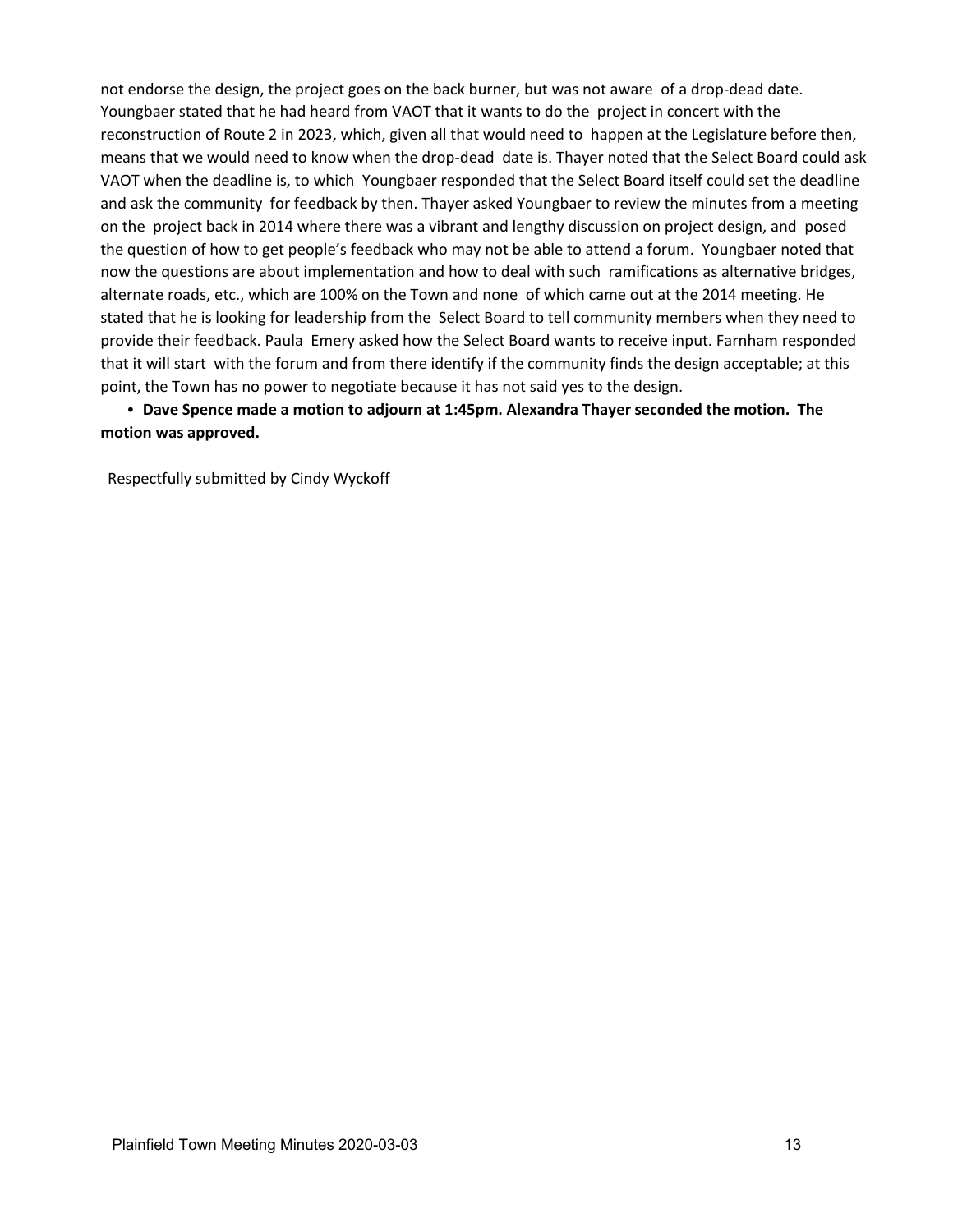not endorse the design, the project goes on the back burner, but was not aware of a drop-dead date. Youngbaer stated that he had heard from VAOT that it wants to do the project in concert with the reconstruction of Route 2 in 2023, which, given all that would need to happen at the Legislature before then, means that we would need to know when the drop-dead date is. Thayer noted that the Select Board could ask VAOT when the deadline is, to which Youngbaer responded that the Select Board itself could set the deadline and ask the community for feedback by then. Thayer asked Youngbaer to review the minutes from a meeting on the project back in 2014 where there was a vibrant and lengthy discussion on project design, and posed the question of how to get people's feedback who may not be able to attend a forum. Youngbaer noted that now the questions are about implementation and how to deal with such ramifications as alternative bridges, alternate roads, etc., which are 100% on the Town and none of which came out at the 2014 meeting. He stated that he is looking for leadership from the Select Board to tell community members when they need to provide their feedback. Paula Emery asked how the Select Board wants to receive input. Farnham responded that it will start with the forum and from there identify if the community finds the design acceptable; at this point, the Town has no power to negotiate because it has not said yes to the design.

- **Dave Spence made a motion to adjourn at 1:45pm. Alexandra Thayer seconded the motion. The motion was approved.**

Respectfully submitted by Cindy Wyckoff